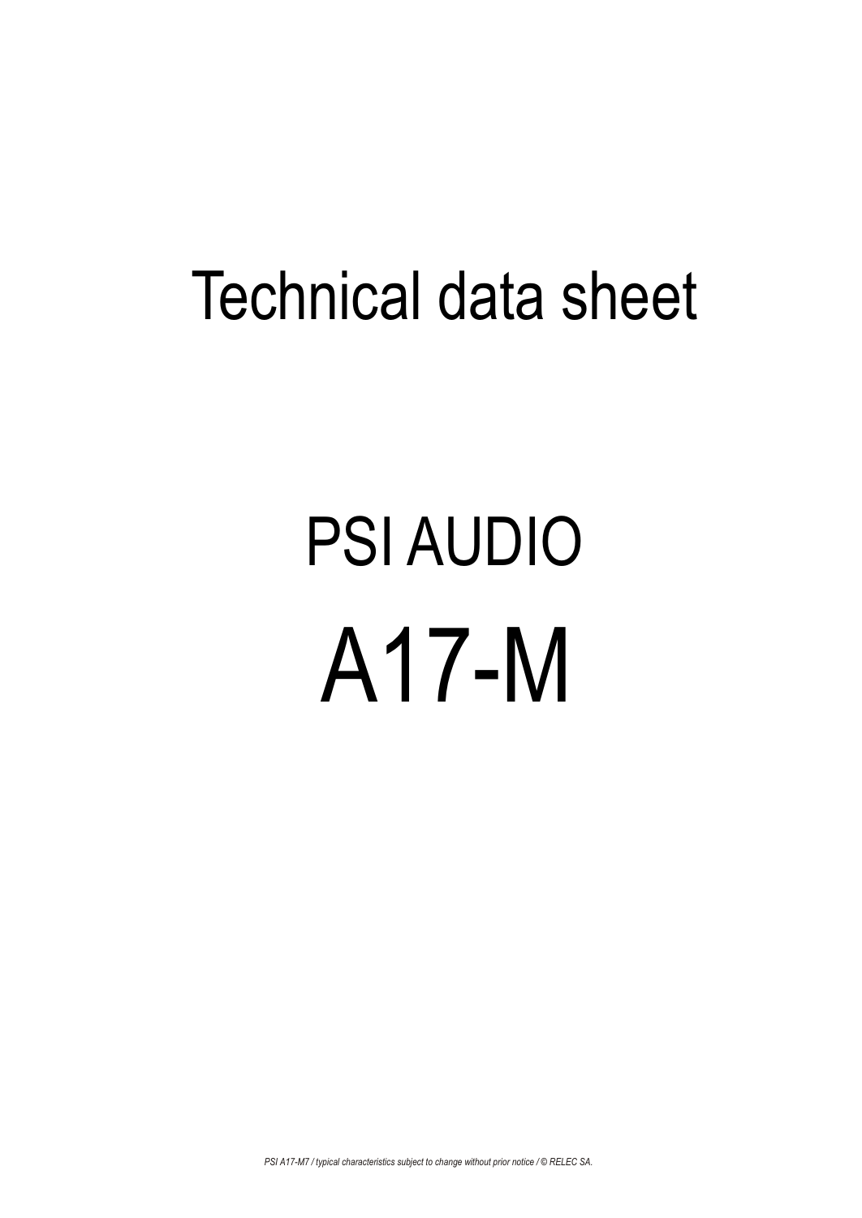# Technical data sheet

# PSI AUDIO

# A17-M

*PSI A17-M7 / typical characteristics subject to change without prior notice / © RELEC SA.*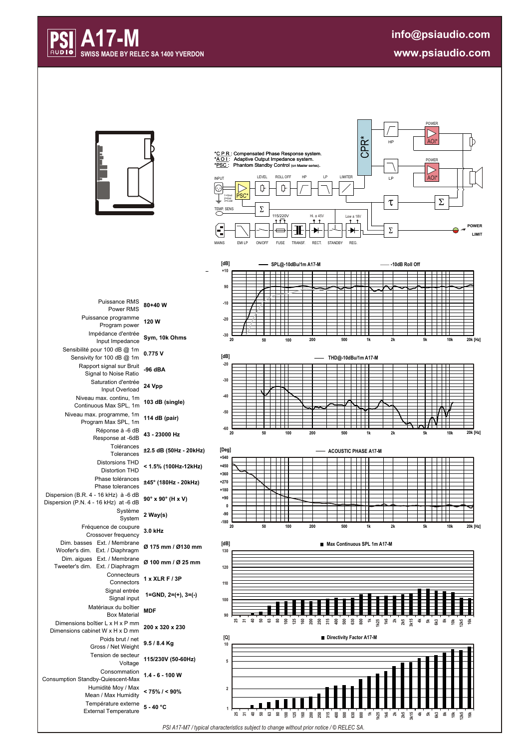# A17-M

**SWISS MADE BY RELEC SA 1400 YVERDON**

**info@psiaudio.com**
**www.psiaudio.com**

*C P R : Compensated Phase Response system.
*A O I : Adaptive Output Impedance system.
*PSC : Phantom Standby Control (on Master series).

| | | |
|---|---|---|
| Puissance RMS / Power RMS | 80+40 W |
| Puissance programme / Program power | 120 W |
| Impédance d'entrée / Input Impedance | Sym, 10k Ohms |
| Sensibilité pour 100 dB @ 1m / Sensivity for 100 dB @ 1m | 0.775 V |
| Rapport signal sur Bruit / Signal to Noise Ratio | -96 dBA |
| Saturation d'entrée / Input Overload | 24 Vpp |
| Niveau max. continu, 1m / Continuous Max SPL, 1m | 103 dB (single) |
| Niveau max. programme, 1m / Program Max SPL, 1m | 114 dB (pair) |
| Réponse à -6 dB / Response at -6dB | 43 - 23000 Hz |
| Tolérances / Tolerances | ±2.5 dB (50Hz - 20kHz) |
| Distorsions THD / Distortion THD | < 1.5% (100Hz-12kHz) |
| Phase tolérances / Phase tolerances | ±45° (180Hz - 20kHz) |
| Dispersion (B.R. 4 - 16 kHz) à -6 dB / Dispersion (P.N. 4 - 16 kHz) at -6 dB | 90° x 90° (H x V) |
| Système / System | 2 Way(s) |
| Fréquence de coupure / Crossover frequency | 3.0 kHz |
| Dim. basses Ext. / Membrane / Woofer's dim. Ext. / Diaphragm | Ø 175 mm / Ø130 mm |
| Dim. aigues Ext. / Membrane / Tweeter's dim. Ext. / Diaphragm | Ø 100 mm / Ø 25 mm |
| Connecteurs / Connectors | 1 x XLR F / 3P |
| Signal entrée / Signal input | 1=GND, 2=(+), 3=(-) |
| Matériaux du boîtier / Box Material | MDF |
| Dimensions boîtier L x H x P mm / Dimensions cabinet W x H x D mm | 200 x 320 x 230 |
| Poids brut / net / Gross / Net Weight | 9.5 / 8.4 Kg |
| Tension de secteur / Voltage | 115/230V (50-60Hz) |
| Consommation / Consumption Standby-Quiescent-Max | 1.4 - 6 - 100 W |
| Humidité Moy / Max / Mean / Max Humidity | < 75% / < 90% |
| Température externe / External Temperature | 5 - 40 °C |

*PSI A17-M7 / typical characteristics subject to change without prior notice / © RELEC SA.*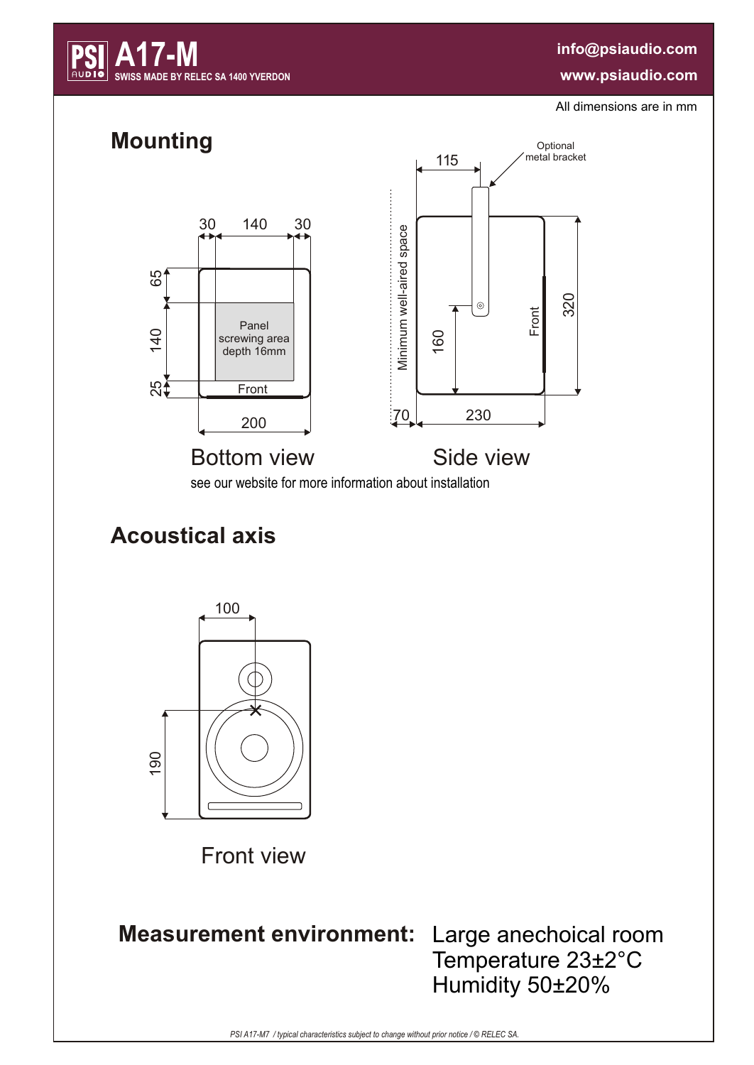PSI AUDIO **A17-M**
SWISS MADE BY RELEC SA 1400 YVERDON

info@psiaudio.com
www.psiaudio.com

All dimensions are in mm

## Mounting

30 140 30
65
140
25
Panel screwing area depth 16mm
Front
200

Bottom view

115
Optional metal bracket
Minimum well-aired space
160
Front
320
70 230

Side view

see our website for more information about installation

## Acoustical axis

100
190

Front view

**Measurement environment:** Large anechoical room
Temperature 23±2°C
Humidity 50±20%

*PSI A17-M7 / typical characteristics subject to change without prior notice / © RELEC SA.*